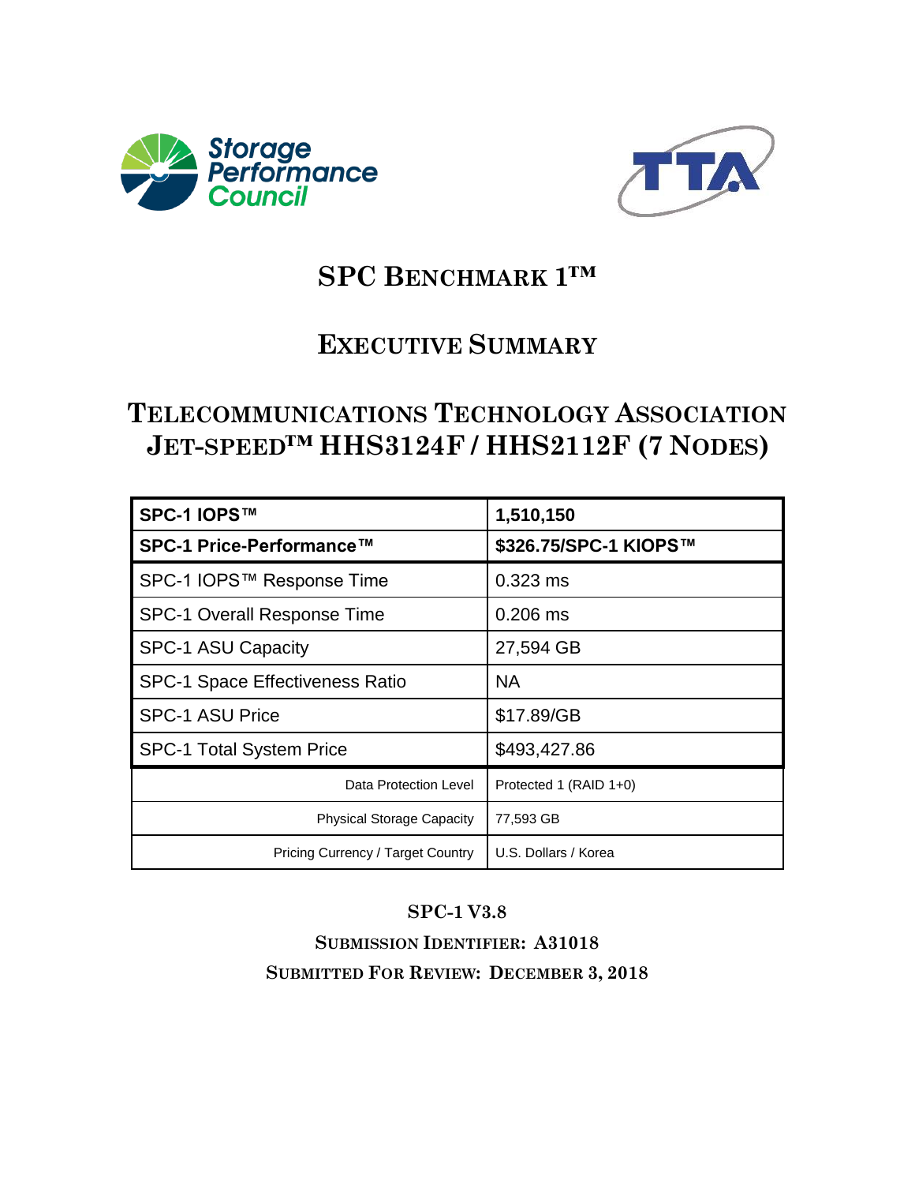# SPC Benchmark 1™

## Executive Summary

## Telecommunications Technology Association Jet-speed™ HHS3124F / HHS2112F (7 Nodes)

| **SPC-1 IOPS™** | **1,510,150** |
|---|---|
| **SPC-1 Price-Performance™** | **$326.75/SPC-1 KIOPS™** |
| SPC-1 IOPS™ Response Time | 0.323 ms |
| SPC-1 Overall Response Time | 0.206 ms |
| SPC-1 ASU Capacity | 27,594 GB |
| SPC-1 Space Effectiveness Ratio | NA |
| SPC-1 ASU Price | $17.89/GB |
| SPC-1 Total System Price | $493,427.86 |
| Data Protection Level | Protected 1 (RAID 1+0) |
| Physical Storage Capacity | 77,593 GB |
| Pricing Currency / Target Country | U.S. Dollars / Korea |

**SPC-1 V3.8**

**Submission Identifier: A31018**

**Submitted For Review: December 3, 2018**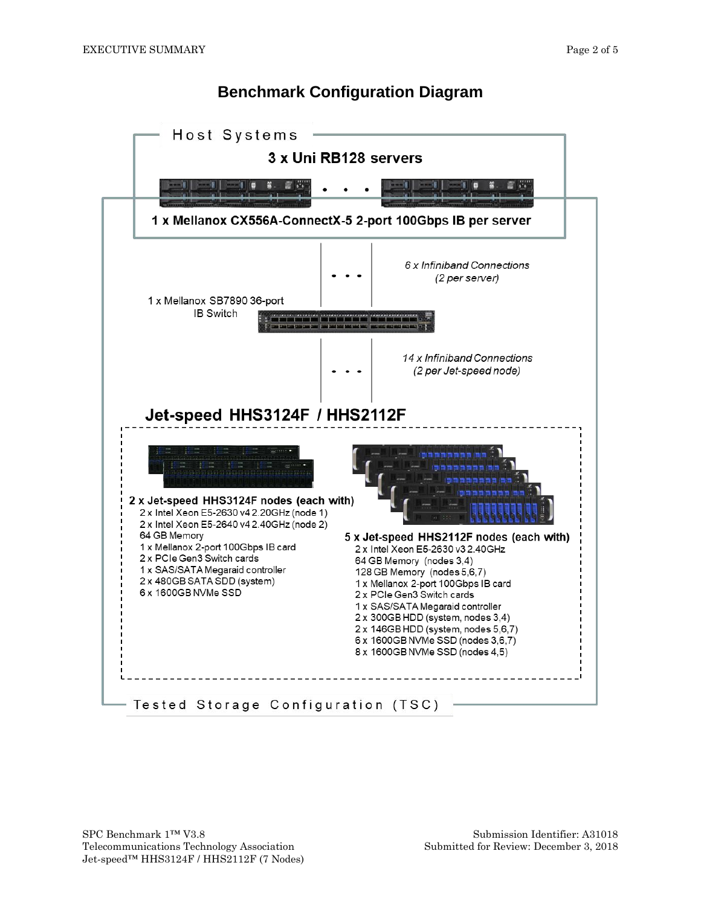# Benchmark Configuration Diagram

## Host Systems

**3 x Uni RB128 servers**

**1 x Mellanox CX556A-ConnectX-5 2-port 100Gbps IB per server**

*6 x Infiniband Connections (2 per server)*

1 x Mellanox SB7890 36-port IB Switch

*14 x Infiniband Connections (2 per Jet-speed node)*

## Jet-speed HHS3124F / HHS2112F

**2 x Jet-speed HHS3124F nodes (each with)**

- 2 x Intel Xeon E5-2630 v4 2.20GHz (node 1)
- 2 x Intel Xeon E5-2640 v4 2.40GHz (node 2)
- 64 GB Memory
- 1 x Mellanox 2-port 100Gbps IB card
- 2 x PCIe Gen3 Switch cards
- 1 x SAS/SATA Megaraid controller
- 2 x 480GB SATA SDD (system)
- 6 x 1600GB NVMe SSD

**5 x Jet-speed HHS2112F nodes (each with)**

- 2 x Intel Xeon E5-2630 v3 2.40GHz
- 64 GB Memory (nodes 3,4)
- 128 GB Memory (nodes 5,6,7)
- 1 x Mellanox 2-port 100Gbps IB card
- 2 x PCIe Gen3 Switch cards
- 1 x SAS/SATA Megaraid controller
- 2 x 300GB HDD (system, nodes 3,4)
- 2 x 146GB HDD (system, nodes 5,6,7)
- 6 x 1600GB NVMe SSD (nodes 3,6,7)
- 8 x 1600GB NVMe SSD (nodes 4,5)

Tested Storage Configuration (TSC)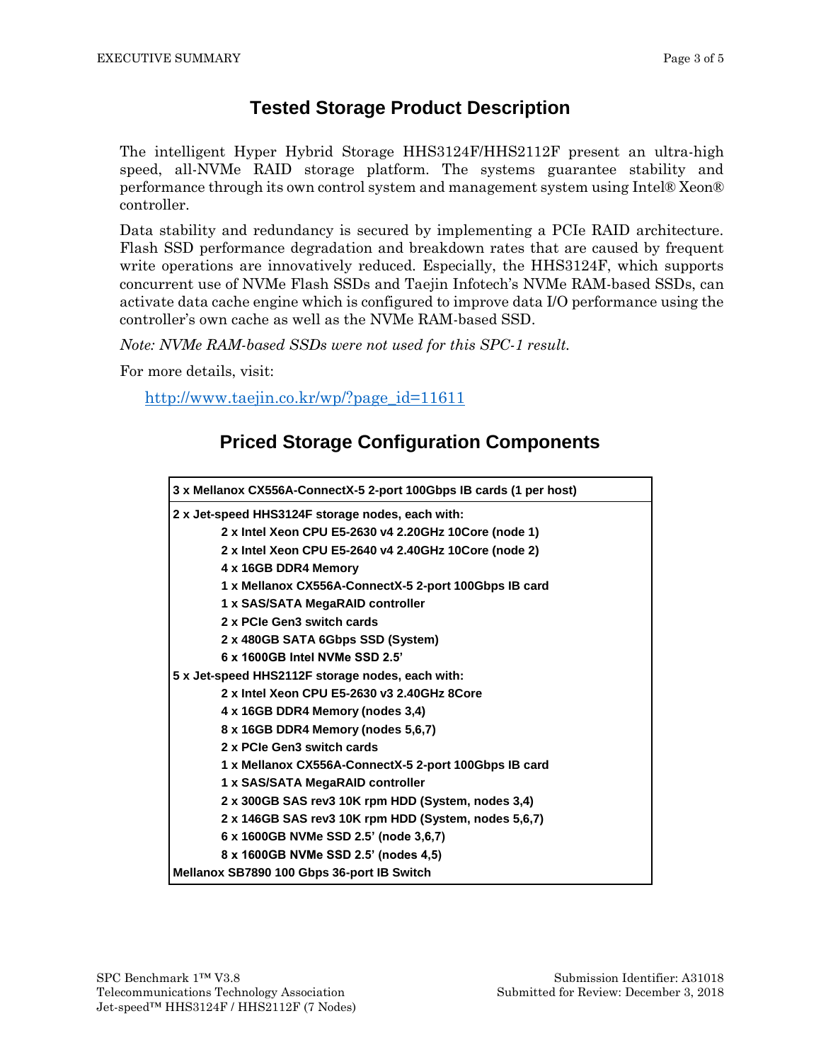## Tested Storage Product Description

The intelligent Hyper Hybrid Storage HHS3124F/HHS2112F present an ultra-high speed, all-NVMe RAID storage platform. The systems guarantee stability and performance through its own control system and management system using Intel® Xeon® controller.

Data stability and redundancy is secured by implementing a PCIe RAID architecture. Flash SSD performance degradation and breakdown rates that are caused by frequent write operations are innovatively reduced. Especially, the HHS3124F, which supports concurrent use of NVMe Flash SSDs and Taejin Infotech's NVMe RAM-based SSDs, can activate data cache engine which is configured to improve data I/O performance using the controller's own cache as well as the NVMe RAM-based SSD.

*Note: NVMe RAM-based SSDs were not used for this SPC-1 result.*

For more details, visit:

http://www.taejin.co.kr/wp/?page_id=11611

## Priced Storage Configuration Components

| 3 x Mellanox CX556A-ConnectX-5 2-port 100Gbps IB cards (1 per host) |
|---|
| **2 x Jet-speed HHS3124F storage nodes, each with:**<br>2 x Intel Xeon CPU E5-2630 v4 2.20GHz 10Core (node 1)<br>2 x Intel Xeon CPU E5-2640 v4 2.40GHz 10Core (node 2)<br>4 x 16GB DDR4 Memory<br>1 x Mellanox CX556A-ConnectX-5 2-port 100Gbps IB card<br>1 x SAS/SATA MegaRAID controller<br>2 x PCIe Gen3 switch cards<br>2 x 480GB SATA 6Gbps SSD (System)<br>6 x 1600GB Intel NVMe SSD 2.5' |
| **5 x Jet-speed HHS2112F storage nodes, each with:**<br>2 x Intel Xeon CPU E5-2630 v3 2.40GHz 8Core<br>4 x 16GB DDR4 Memory (nodes 3,4)<br>8 x 16GB DDR4 Memory (nodes 5,6,7)<br>2 x PCIe Gen3 switch cards<br>1 x Mellanox CX556A-ConnectX-5 2-port 100Gbps IB card<br>1 x SAS/SATA MegaRAID controller<br>2 x 300GB SAS rev3 10K rpm HDD (System, nodes 3,4)<br>2 x 146GB SAS rev3 10K rpm HDD (System, nodes 5,6,7)<br>6 x 1600GB NVMe SSD 2.5' (node 3,6,7)<br>8 x 1600GB NVMe SSD 2.5' (nodes 4,5) |
| **Mellanox SB7890 100 Gbps 36-port IB Switch** |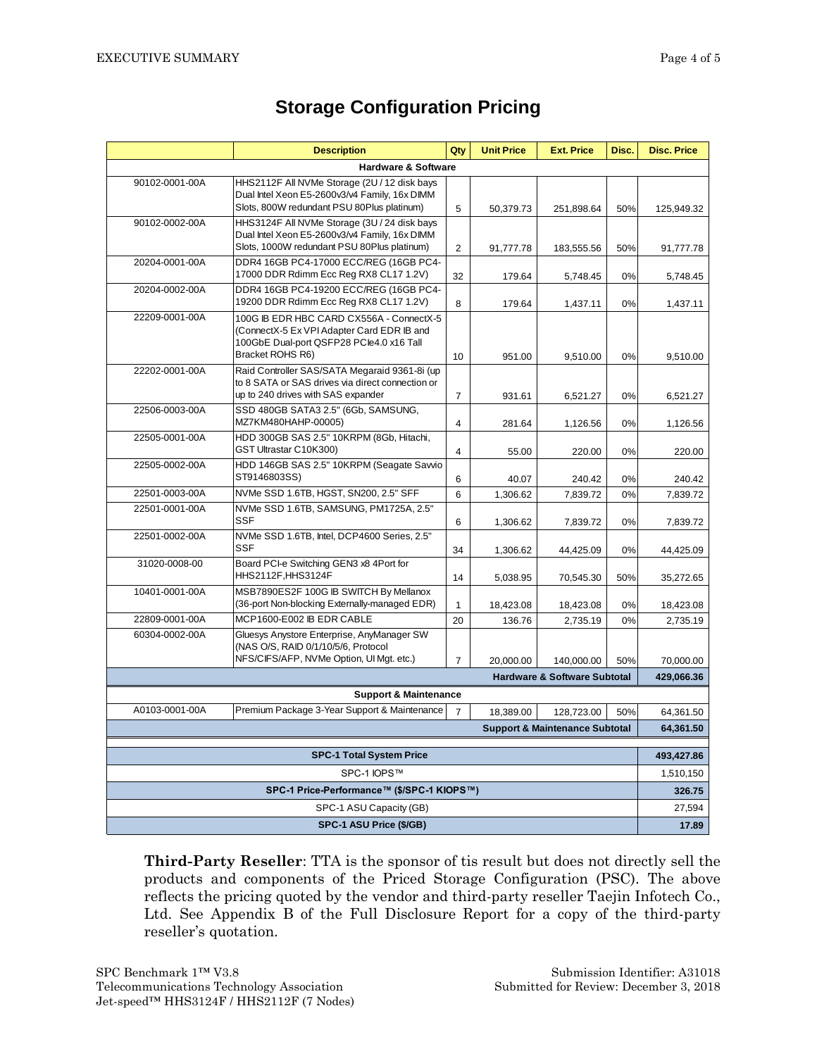## Storage Configuration Pricing

| | Description | Qty | Unit Price | Ext. Price | Disc. | Disc. Price |
|---|---|---|---|---|---|---|
| **Hardware & Software** | | | | | | |
| 90102-0001-00A | HHS2112F All NVMe Storage (2U / 12 disk bays Dual Intel Xeon E5-2600v3/v4 Family, 16x DIMM Slots, 800W redundant PSU 80Plus platinum) | 5 | 50,379.73 | 251,898.64 | 50% | 125,949.32 |
| 90102-0002-00A | HHS3124F All NVMe Storage (3U / 24 disk bays Dual Intel Xeon E5-2600v3/v4 Family, 16x DIMM Slots, 1000W redundant PSU 80Plus platinum) | 2 | 91,777.78 | 183,555.56 | 50% | 91,777.78 |
| 20204-0001-00A | DDR4 16GB PC4-17000 ECC/REG (16GB PC4-17000 DDR Rdimm Ecc Reg RX8 CL17 1.2V) | 32 | 179.64 | 5,748.45 | 0% | 5,748.45 |
| 20204-0002-00A | DDR4 16GB PC4-19200 ECC/REG (16GB PC4-19200 DDR Rdimm Ecc Reg RX8 CL17 1.2V) | 8 | 179.64 | 1,437.11 | 0% | 1,437.11 |
| 22209-0001-00A | 100G IB EDR HBC CARD CX556A - ConnectX-5 (ConnectX-5 Ex VPI Adapter Card EDR IB and 100GbE Dual-port QSFP28 PCIe4.0 x16 Tall Bracket ROHS R6) | 10 | 951.00 | 9,510.00 | 0% | 9,510.00 |
| 22202-0001-00A | Raid Controller SAS/SATA Megaraid 9361-8i (up to 8 SATA or SAS drives via direct connection or up to 240 drives with SAS expander | 7 | 931.61 | 6,521.27 | 0% | 6,521.27 |
| 22506-0003-00A | SSD 480GB SATA3 2.5" (6Gb, SAMSUNG, MZ7KM480HAHP-00005) | 4 | 281.64 | 1,126.56 | 0% | 1,126.56 |
| 22505-0001-00A | HDD 300GB SAS 2.5" 10KRPM (8Gb, Hitachi, GST Ultrastar C10K300) | 4 | 55.00 | 220.00 | 0% | 220.00 |
| 22505-0002-00A | HDD 146GB SAS 2.5" 10KRPM (Seagate Savvio ST9146803SS) | 6 | 40.07 | 240.42 | 0% | 240.42 |
| 22501-0003-00A | NVMe SSD 1.6TB, HGST, SN200, 2.5" SFF | 6 | 1,306.62 | 7,839.72 | 0% | 7,839.72 |
| 22501-0001-00A | NVMe SSD 1.6TB, SAMSUNG, PM1725A, 2.5" SSF | 6 | 1,306.62 | 7,839.72 | 0% | 7,839.72 |
| 22501-0002-00A | NVMe SSD 1.6TB, Intel, DCP4600 Series, 2.5" SSF | 34 | 1,306.62 | 44,425.09 | 0% | 44,425.09 |
| 31020-0008-00 | Board PCI-e Switching GEN3 x8 4Port for HHS2112F,HHS3124F | 14 | 5,038.95 | 70,545.30 | 50% | 35,272.65 |
| 10401-0001-00A | MSB7890ES2F 100G IB SWITCH By Mellanox (36-port Non-blocking Externally-managed EDR) | 1 | 18,423.08 | 18,423.08 | 0% | 18,423.08 |
| 22809-0001-00A | MCP1600-E002 IB EDR CABLE | 20 | 136.76 | 2,735.19 | 0% | 2,735.19 |
| 60304-0002-00A | Gluesys Anystore Enterprise, AnyManager SW (NAS O/S, RAID 0/1/10/5/6, Protocol NFS/CIFS/AFP, NVMe Option, UI Mgt. etc.) | 7 | 20,000.00 | 140,000.00 | 50% | 70,000.00 |
| | | | | **Hardware & Software Subtotal** | | **429,066.36** |
| **Support & Maintenance** | | | | | | |
| A0103-0001-00A | Premium Package 3-Year Support & Maintenance | 7 | 18,389.00 | 128,723.00 | 50% | 64,361.50 |
| | | | | **Support & Maintenance Subtotal** | | **64,361.50** |
| **SPC-1 Total System Price** | | | | | | **493,427.86** |
| SPC-1 IOPS™ | | | | | | 1,510,150 |
| **SPC-1 Price-Performance™ ($/SPC-1 KIOPS™)** | | | | | | **326.75** |
| SPC-1 ASU Capacity (GB) | | | | | | 27,594 |
| **SPC-1 ASU Price ($/GB)** | | | | | | **17.89** |

**Third-Party Reseller**: TTA is the sponsor of tis result but does not directly sell the products and components of the Priced Storage Configuration (PSC). The above reflects the pricing quoted by the vendor and third-party reseller Taejin Infotech Co., Ltd. See Appendix B of the Full Disclosure Report for a copy of the third-party reseller's quotation.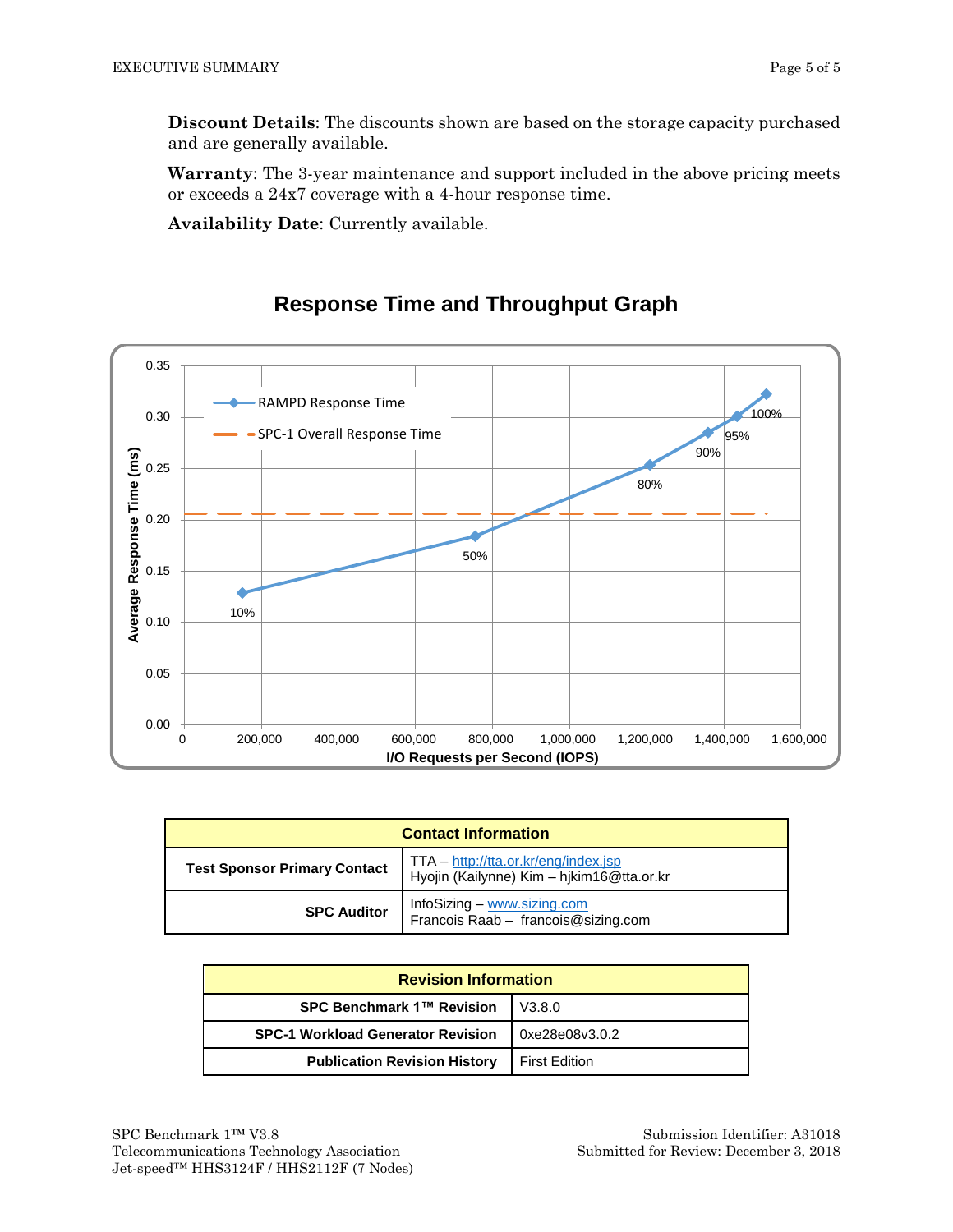**Discount Details**: The discounts shown are based on the storage capacity purchased and are generally available.

**Warranty**: The 3-year maintenance and support included in the above pricing meets or exceeds a 24x7 coverage with a 4-hour response time.

**Availability Date**: Currently available.

## Response Time and Throughput Graph

RAMPD Response Time
SPC-1 Overall Response Time

Average Response Time (ms)
0.35
0.30
0.25
0.20
0.15
0.10
0.05
0.00

10%
50%
80%
90%
95%
100%

0
200,000
400,000
600,000
800,000
1,000,000
1,200,000
1,400,000
1,600,000
I/O Requests per Second (IOPS)

| Contact Information | |
|---|---|
| **Test Sponsor Primary Contact** | TTA – http://tta.or.kr/eng/index.jsp<br>Hyojin (Kailynne) Kim – hjkim16@tta.or.kr |
| **SPC Auditor** | InfoSizing – www.sizing.com<br>Francois Raab – francois@sizing.com |

| Revision Information | |
|---|---|
| **SPC Benchmark 1™ Revision** | V3.8.0 |
| **SPC-1 Workload Generator Revision** | 0xe28e08v3.0.2 |
| **Publication Revision History** | First Edition |